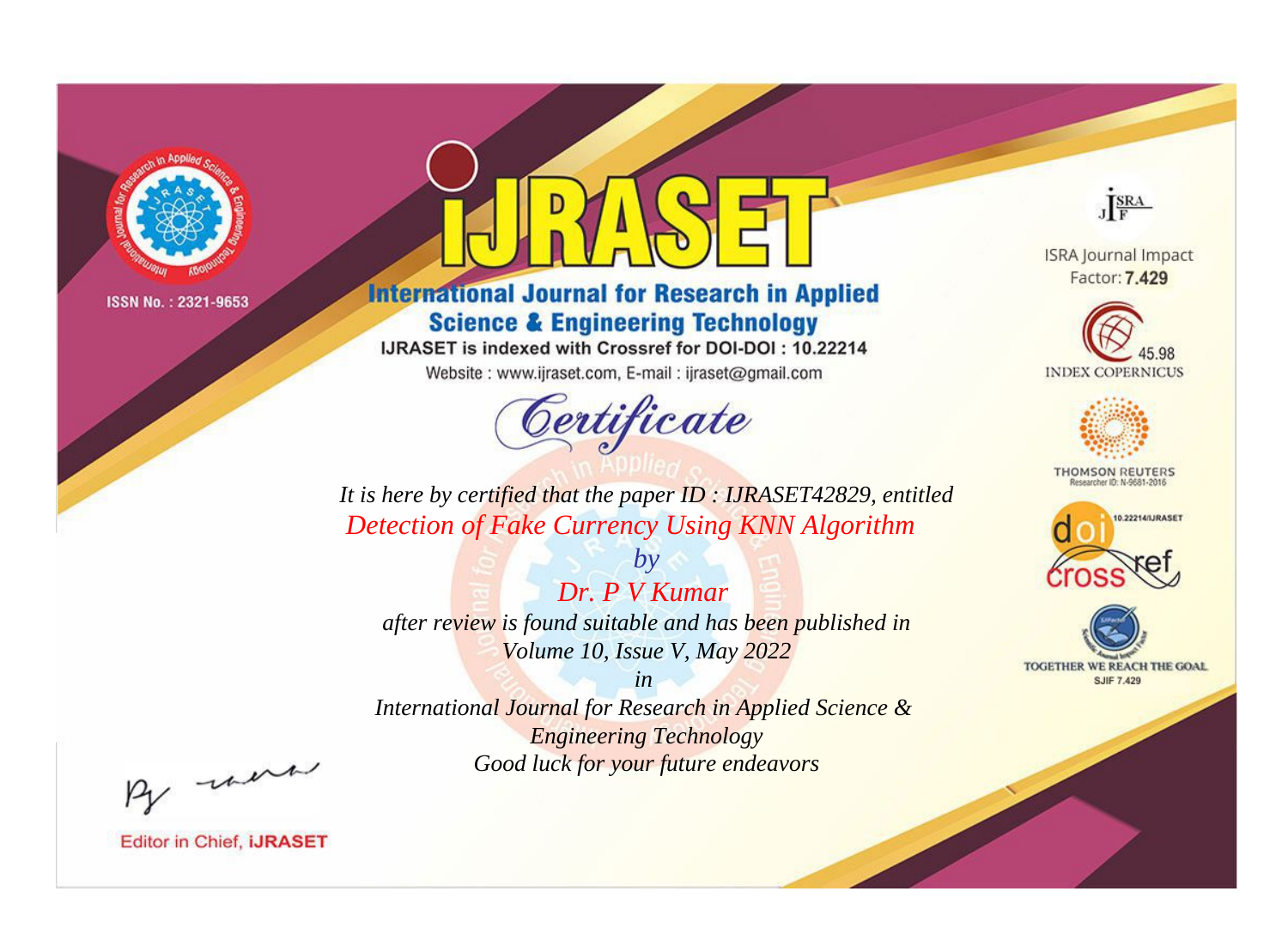ISSN No. : 2321-9653

# iJRASET

## International Journal for Research in Applied Science & Engineering Technology

IJRASET is indexed with Crossref for DOI-DOI : 10.22214

Website : www.ijraset.com, E-mail : ijraset@gmail.com

ISRA Journal Impact Factor: **7.429**

45.98 INDEX COPERNICUS

THOMSON REUTERS Researcher ID: N-9681-2016

10.22214/IJRASET

TOGETHER WE REACH THE GOAL SJIF 7.429

# *Certificate*

*It is here by certified that the paper ID : IJRASET42829, entitled*

*Detection of Fake Currency Using KNN Algorithm*

*by*

*Dr. P V Kumar*

*after review is found suitable and has been published in*

*Volume 10, Issue V, May 2022*

*in*

*International Journal for Research in Applied Science & Engineering Technology*

*Good luck for your future endeavors*

Editor in Chief, **iJRASET**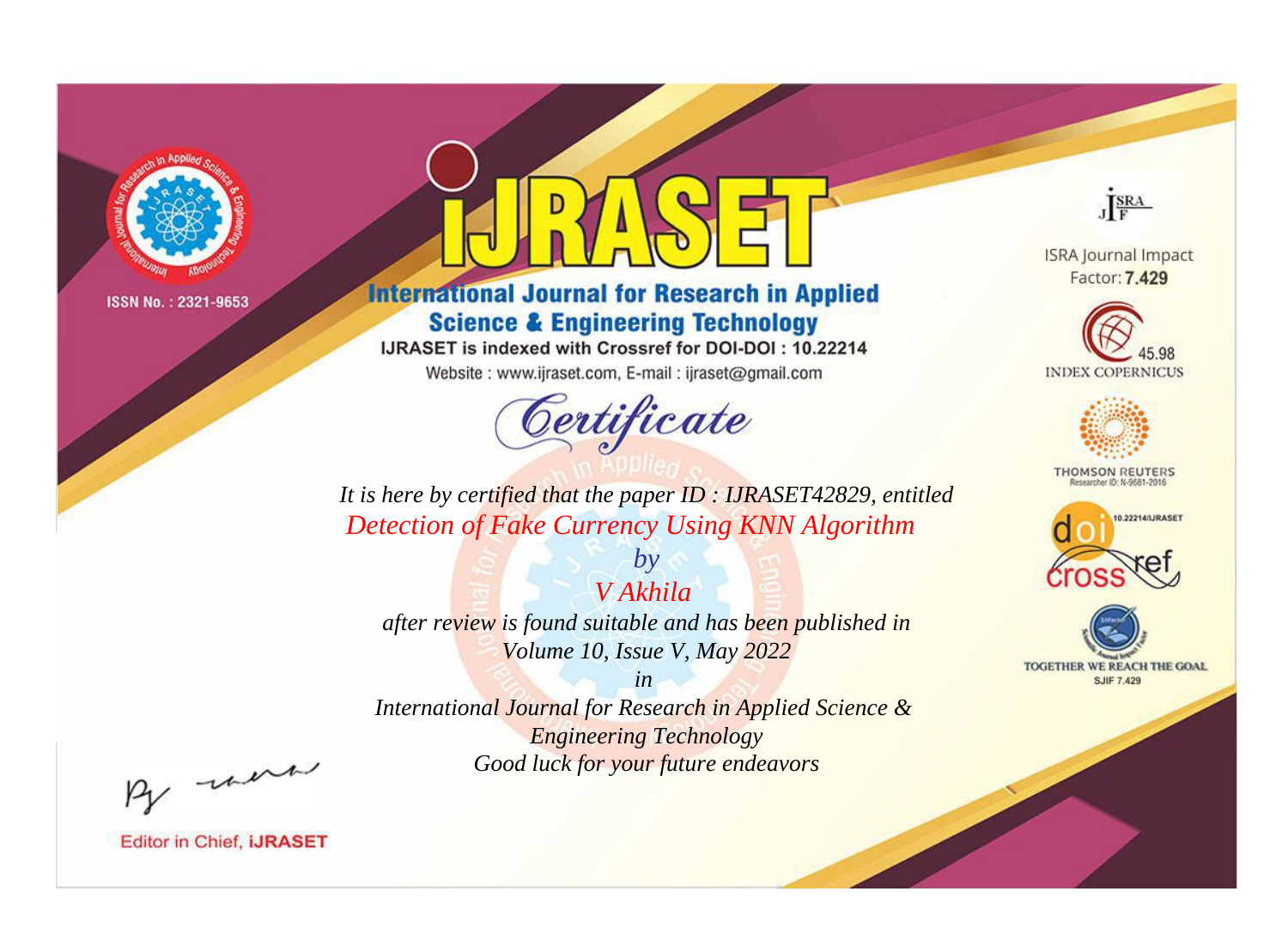ISSN No. : 2321-9653

# IJRASET

## International Journal for Research in Applied Science & Engineering Technology

IJRASET is indexed with Crossref for DOI-DOI : 10.22214

Website : www.ijraset.com, E-mail : ijraset@gmail.com

## Certificate

*It is here by certified that the paper ID : IJRASET42829, entitled*

*Detection of Fake Currency Using KNN Algorithm*

*by*

*V Akhila*

*after review is found suitable and has been published in*

*Volume 10, Issue V, May 2022*

*in*

*International Journal for Research in Applied Science & Engineering Technology*

*Good luck for your future endeavors*

ISRA Journal Impact Factor: **7.429**

45.98 INDEX COPERNICUS

THOMSON REUTERS Researcher ID: N-9681-2016

10.22214/IJRASET

TOGETHER WE REACH THE GOAL SJIF 7.429

Editor in Chief, **iJRASET**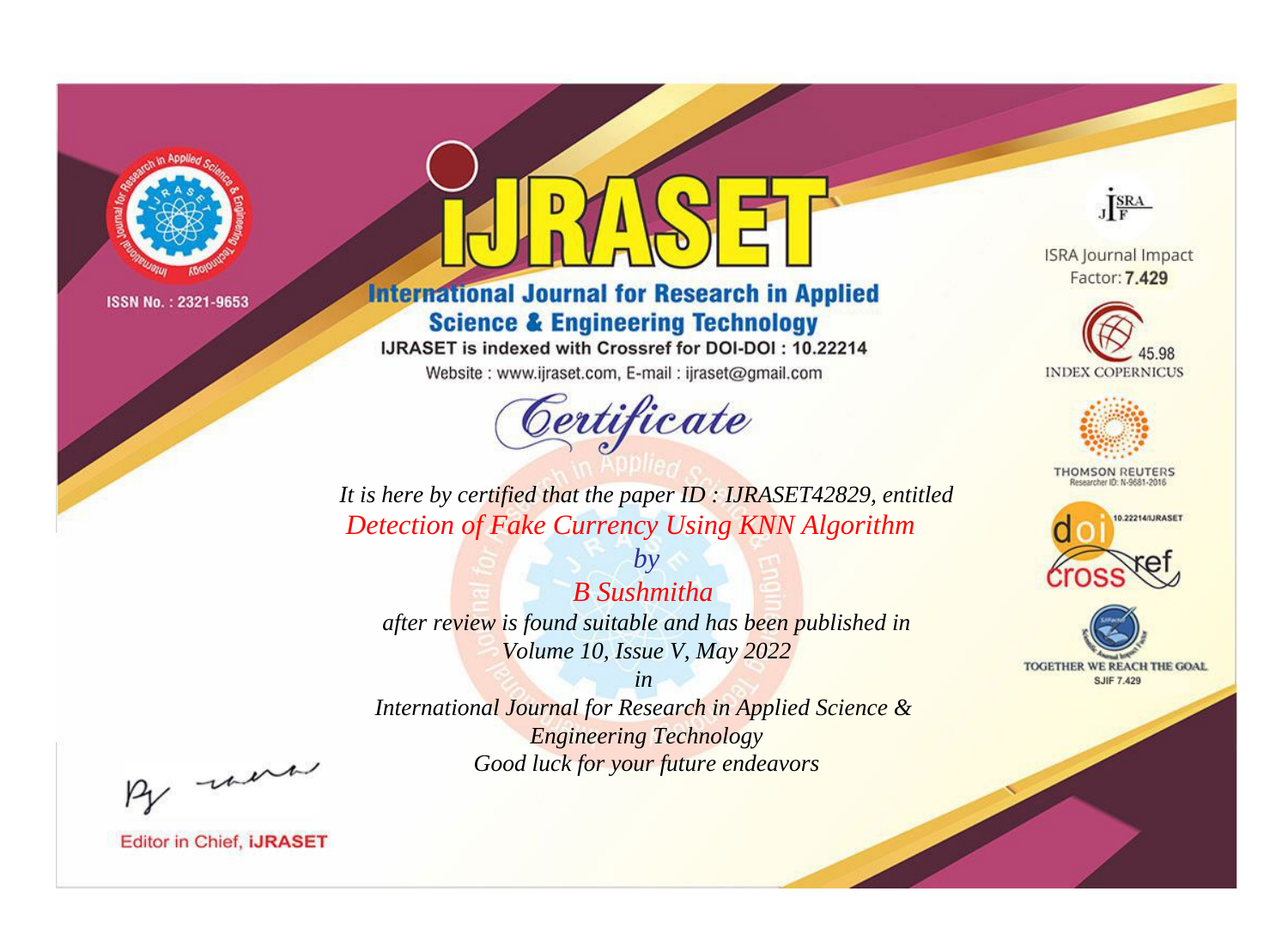ISSN No. : 2321-9653

# iJRASET

## International Journal for Research in Applied Science & Engineering Technology

IJRASET is indexed with Crossref for DOI-DOI : 10.22214

Website : www.ijraset.com, E-mail : ijraset@gmail.com

# Certificate

*It is here by certified that the paper ID : IJRASET42829, entitled*

*Detection of Fake Currency Using KNN Algorithm*

*by*

*B Sushmitha*

*after review is found suitable and has been published in*

*Volume 10, Issue V, May 2022*

*in*

*International Journal for Research in Applied Science & Engineering Technology*

*Good luck for your future endeavors*

ISRA Journal Impact Factor: **7.429**

45.98 INDEX COPERNICUS

THOMSON REUTERS Researcher ID: N-9681-2016

10.22214/IJRASET

TOGETHER WE REACH THE GOAL SJIF 7.429

Editor in Chief, **iJRASET**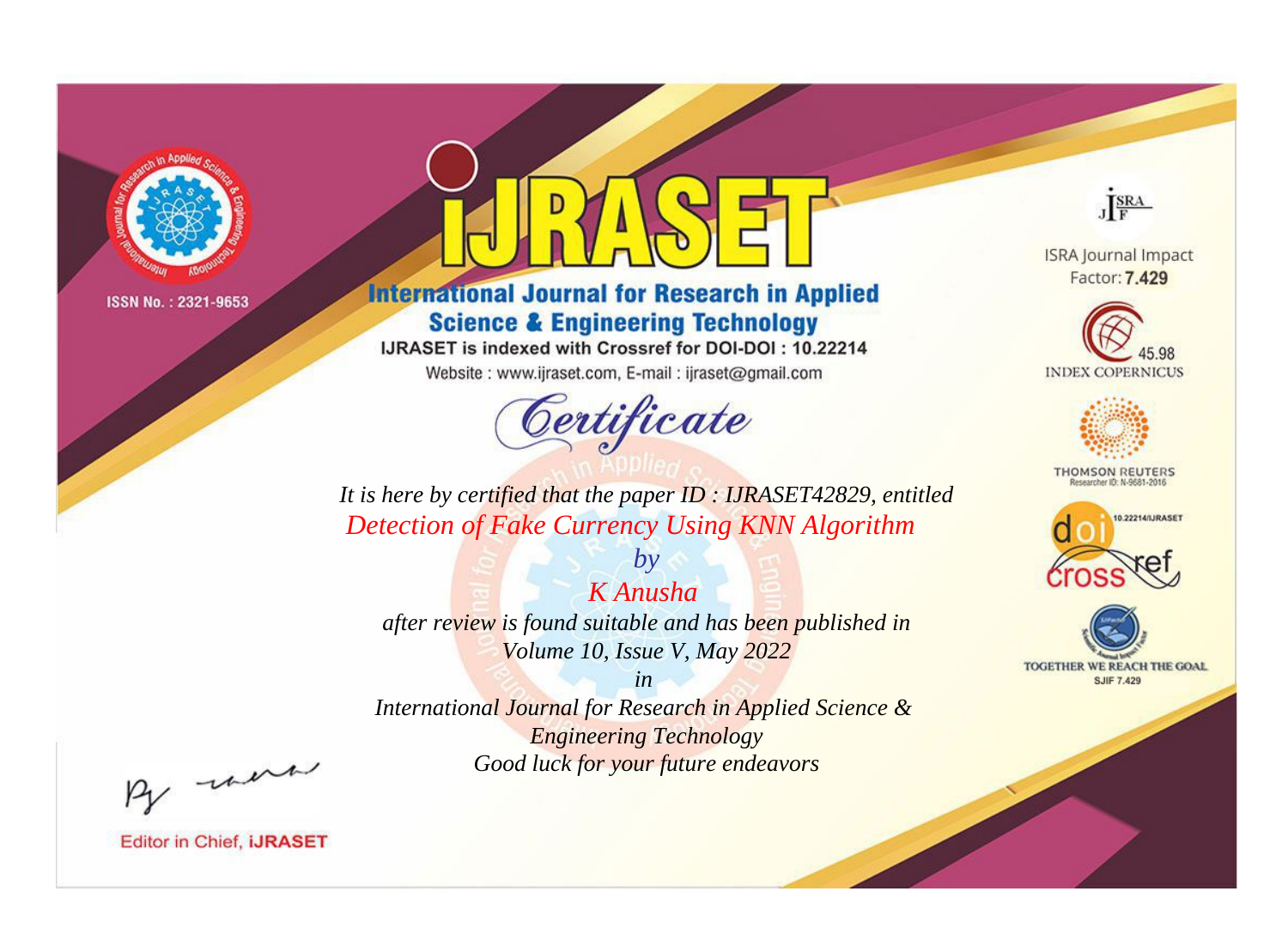ISSN No. : 2321-9653

# IJRASET

## International Journal for Research in Applied Science & Engineering Technology

IJRASET is indexed with Crossref for DOI-DOI : 10.22214

Website : www.ijraset.com, E-mail : ijraset@gmail.com

ISRA Journal Impact Factor: **7.429**

45.98 INDEX COPERNICUS

THOMSON REUTERS Researcher ID: N-9681-2016

10.22214/IJRASET

TOGETHER WE REACH THE GOAL SJIF 7.429

# *Certificate*

*It is here by certified that the paper ID : IJRASET42829, entitled*

*Detection of Fake Currency Using KNN Algorithm*

*by*

*K Anusha*

*after review is found suitable and has been published in*

*Volume 10, Issue V, May 2022*

*in*

*International Journal for Research in Applied Science & Engineering Technology*

*Good luck for your future endeavors*

Editor in Chief, **iJRASET**